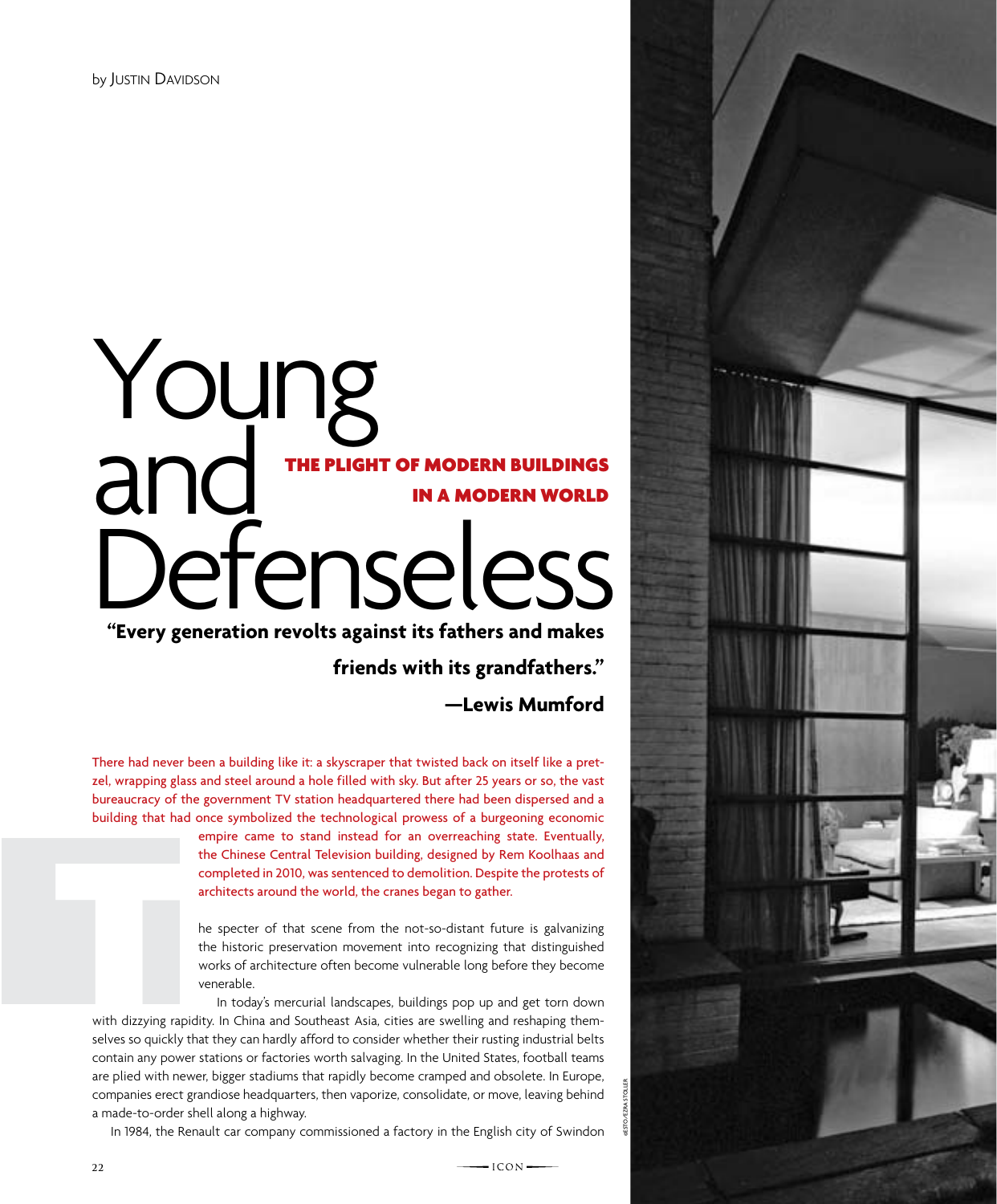by Justin Davidson

# Young and Defenseless

## THE PLIGHT OF MODERN BUILDINGS IN A MODERN WORLD

**"Every generation revolts against its fathers and makes friends with its grandfathers."**

**—Lewis Mumford**

There had never been a building like it: a skyscraper that twisted back on itself like a pretzel, wrapping glass and steel around a hole filled with sky. But after 25 years or so, the vast bureaucracy of the government TV station headquartered there had been dispersed and a building that had once symbolized the technological prowess of a burgeoning economic empire came to stand instead for an overreaching state. Eventually, the Chinese Central Television building, designed by Rem Koolhaas and completed in 2010, was sentenced to demolition. Despite the protests of architects around the world, the cranes began to gather.

The specter of that scene from the not-so-distant future is galvanizing the historic preservation movement into recognizing that distinguished works of architecture often become vulnerable long before they become venerable.

In today's mercurial landscapes, buildings pop up and get torn down with dizzying rapidity. In China and Southeast Asia, cities are swelling and reshaping themselves so quickly that they can hardly afford to consider whether their rusting industrial belts contain any power stations or factories worth salvaging. In the United States, football teams are plied with newer, bigger stadiums that rapidly become cramped and obsolete. In Europe, companies erect grandiose headquarters, then vaporize, consolidate, or move, leaving behind a made-to-order shell along a highway.

In 1984, the Renault car company commissioned a factory in the English city of Swindon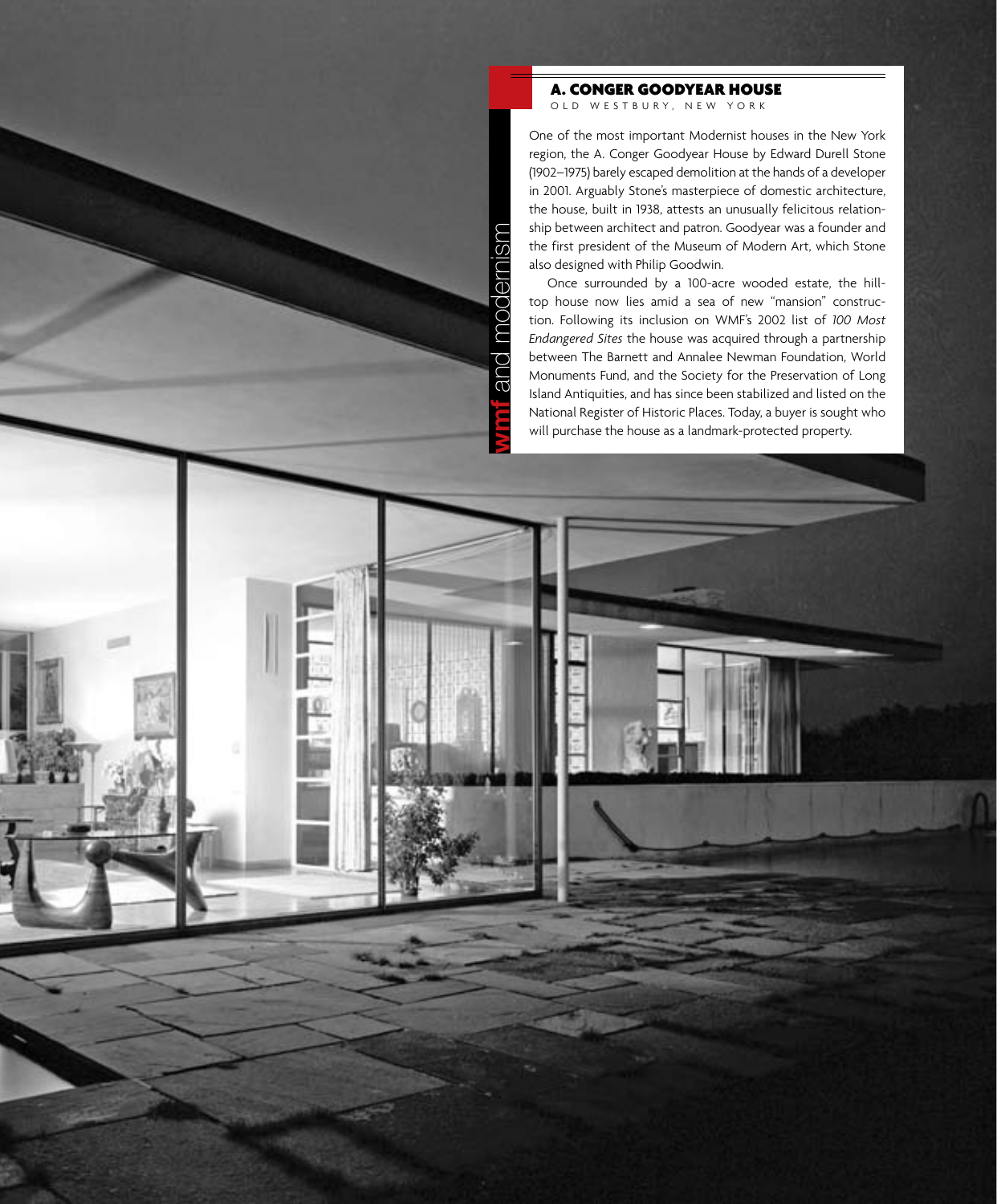## A. CONGER GOODYEAR HOUSE

OLD WESTBURY, NEW YORK

One of the most important Modernist houses in the New York region, the A. Conger Goodyear House by Edward Durell Stone (1902–1975) barely escaped demolition at the hands of a developer in 2001. Arguably Stone's masterpiece of domestic architecture, the house, built in 1938, attests an unusually felicitous relationship between architect and patron. Goodyear was a founder and the first president of the Museum of Modern Art, which Stone also designed with Philip Goodwin.

Once surrounded by a 100-acre wooded estate, the hilltop house now lies amid a sea of new "mansion" construction. Following its inclusion on WMF's 2002 list of *100 Most Endangered Sites* the house was acquired through a partnership between The Barnett and Annalee Newman Foundation, World Monuments Fund, and the Society for the Preservation of Long Island Antiquities, and has since been stabilized and listed on the National Register of Historic Places. Today, a buyer is sought who will purchase the house as a landmark-protected property.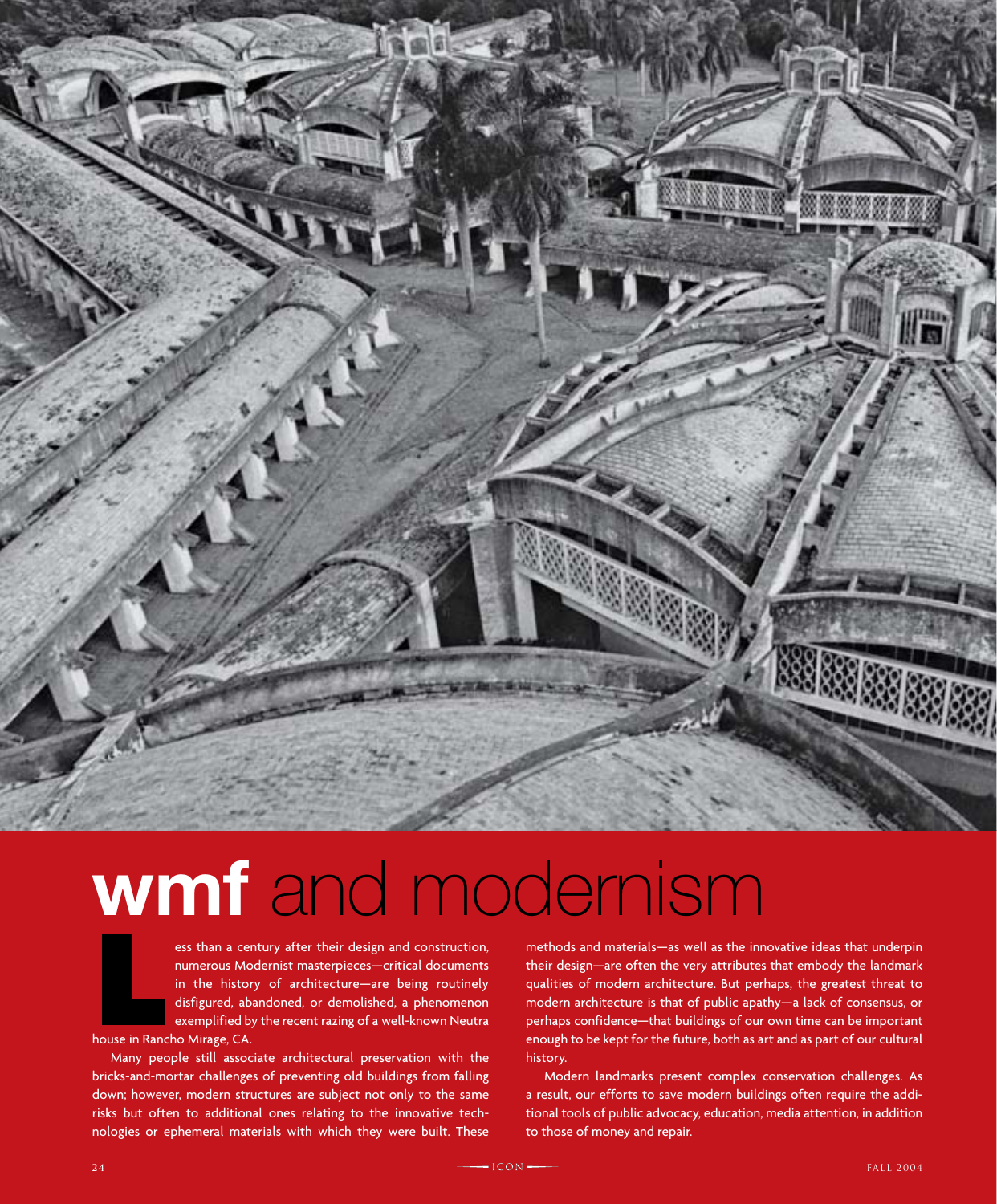# **wmf** and modernism

Less than a century after their design and construction, numerous Modernist masterpieces—critical documents in the history of architecture—are being routinely disfigured, abandoned, or demolished, a phenomenon exemplified by the recent razing of a well-known Neutra house in Rancho Mirage, CA.

Many people still associate architectural preservation with the bricks-and-mortar challenges of preventing old buildings from falling down; however, modern structures are subject not only to the same risks but often to additional ones relating to the innovative technologies or ephemeral materials with which they were built. These methods and materials—as well as the innovative ideas that underpin their design—are often the very attributes that embody the landmark qualities of modern architecture. But perhaps, the greatest threat to modern architecture is that of public apathy—a lack of consensus, or perhaps confidence—that buildings of our own time can be important enough to be kept for the future, both as art and as part of our cultural history.

Modern landmarks present complex conservation challenges. As a result, our efforts to save modern buildings often require the additional tools of public advocacy, education, media attention, in addition to those of money and repair.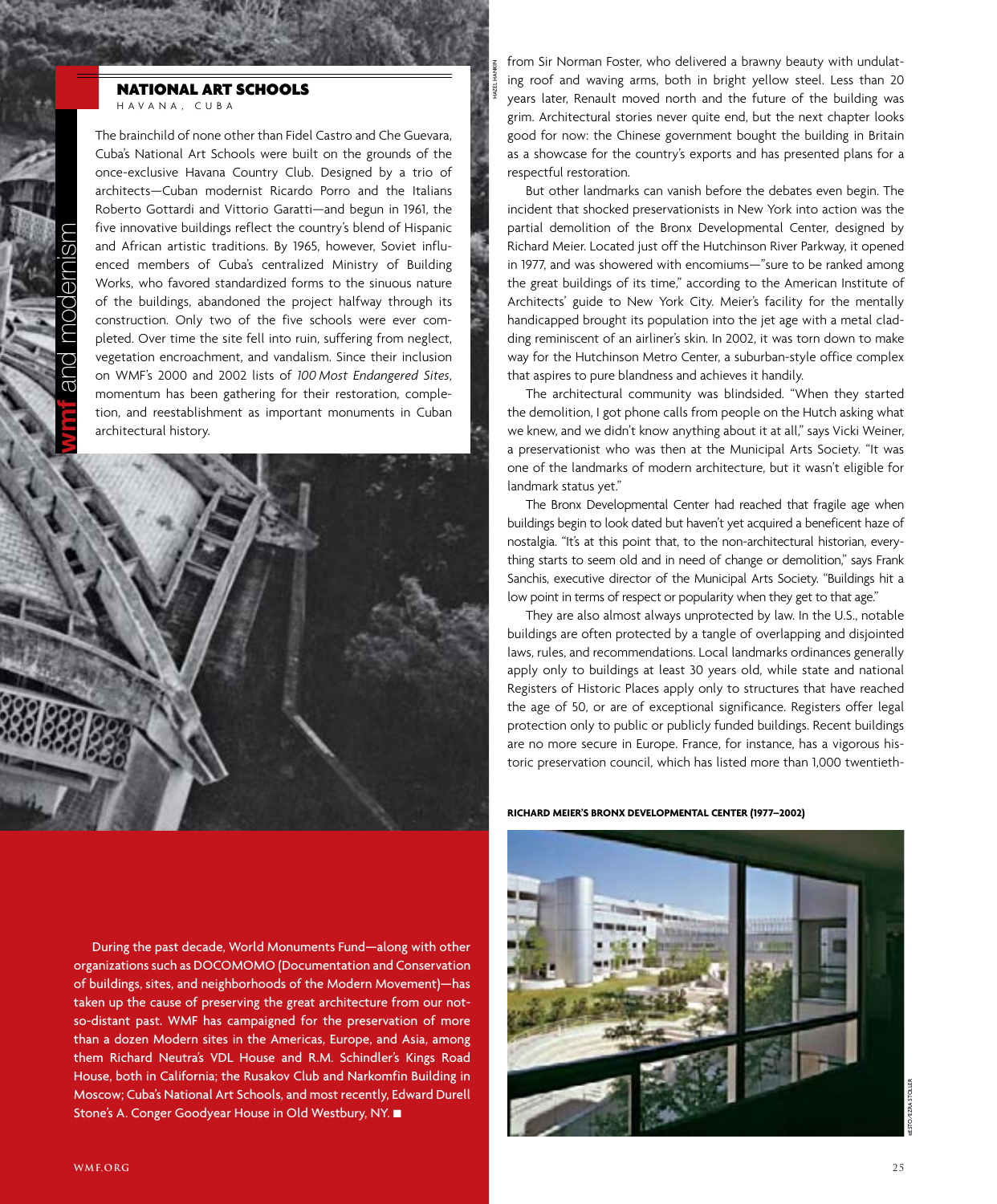### NATIONAL ART SCHOOLS

HAVANA, CUBA

The brainchild of none other than Fidel Castro and Che Guevara, Cuba's National Art Schools were built on the grounds of the once-exclusive Havana Country Club. Designed by a trio of architects—Cuban modernist Ricardo Porro and the Italians Roberto Gottardi and Vittorio Garatti—and begun in 1961, the five innovative buildings reflect the country's blend of Hispanic and African artistic traditions. By 1965, however, Soviet influenced members of Cuba's centralized Ministry of Building Works, who favored standardized forms to the sinuous nature of the buildings, abandoned the project halfway through its construction. Only two of the five schools were ever completed. Over time the site fell into ruin, suffering from neglect, vegetation encroachment, and vandalism. Since their inclusion on WMF's 2000 and 2002 lists of *100 Most Endangered Sites*, momentum has been gathering for their restoration, completion, and reestablishment as important monuments in Cuban architectural history.

During the past decade, World Monuments Fund—along with other organizations such as DOCOMOMO (Documentation and Conservation of buildings, sites, and neighborhoods of the Modern Movement)—has taken up the cause of preserving the great architecture from our not-so-distant past. WMF has campaigned for the preservation of more than a dozen Modern sites in the Americas, Europe, and Asia, among them Richard Neutra's VDL House and R.M. Schindler's Kings Road House, both in California; the Rusakov Club and Narkomfin Building in Moscow; Cuba's National Art Schools, and most recently, Edward Durell Stone's A. Conger Goodyear House in Old Westbury, NY. ■

from Sir Norman Foster, who delivered a brawny beauty with undulating roof and waving arms, both in bright yellow steel. Less than 20 years later, Renault moved north and the future of the building was grim. Architectural stories never quite end, but the next chapter looks good for now: the Chinese government bought the building in Britain as a showcase for the country's exports and has presented plans for a respectful restoration.

But other landmarks can vanish before the debates even begin. The incident that shocked preservationists in New York into action was the partial demolition of the Bronx Developmental Center, designed by Richard Meier. Located just off the Hutchinson River Parkway, it opened in 1977, and was showered with encomiums—"sure to be ranked among the great buildings of its time," according to the American Institute of Architects' guide to New York City. Meier's facility for the mentally handicapped brought its population into the jet age with a metal cladding reminiscent of an airliner's skin. In 2002, it was torn down to make way for the Hutchinson Metro Center, a suburban-style office complex that aspires to pure blandness and achieves it handily.

The architectural community was blindsided. "When they started the demolition, I got phone calls from people on the Hutch asking what we knew, and we didn't know anything about it at all," says Vicki Weiner, a preservationist who was then at the Municipal Arts Society. "It was one of the landmarks of modern architecture, but it wasn't eligible for landmark status yet."

The Bronx Developmental Center had reached that fragile age when buildings begin to look dated but haven't yet acquired a beneficent haze of nostalgia. "It's at this point that, to the non-architectural historian, everything starts to seem old and in need of change or demolition," says Frank Sanchis, executive director of the Municipal Arts Society. "Buildings hit a low point in terms of respect or popularity when they get to that age."

They are also almost always unprotected by law. In the U.S., notable buildings are often protected by a tangle of overlapping and disjointed laws, rules, and recommendations. Local landmarks ordinances generally apply only to buildings at least 30 years old, while state and national Registers of Historic Places apply only to structures that have reached the age of 50, or are of exceptional significance. Registers offer legal protection only to public or publicly funded buildings. Recent buildings are no more secure in Europe. France, for instance, has a vigorous historic preservation council, which has listed more than 1,000 twentieth-

**RICHARD MEIER'S BRONX DEVELOPMENTAL CENTER (1977–2002)**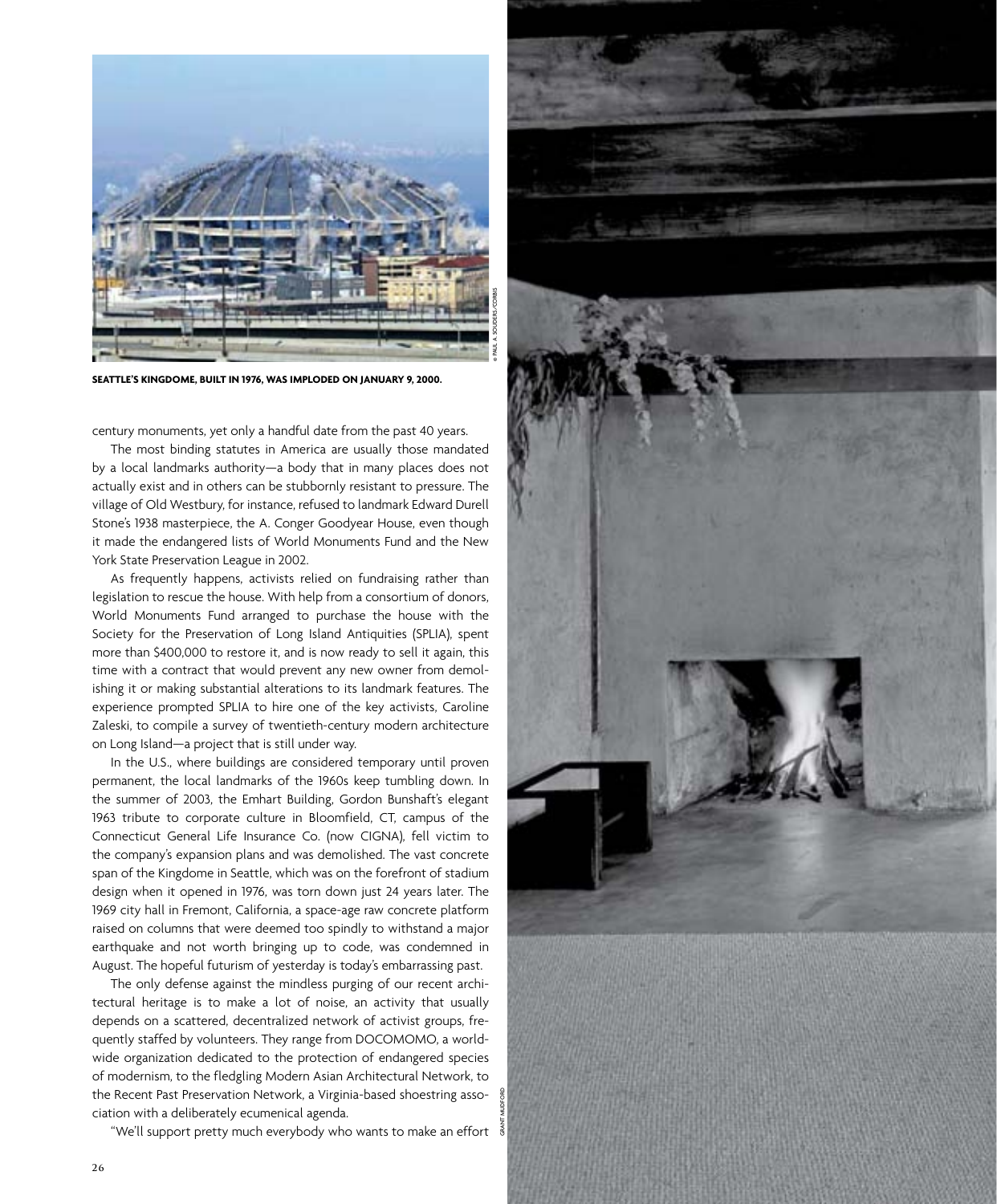SEATTLE'S KINGDOME, BUILT IN 1976, WAS IMPLODED ON JANUARY 9, 2000.

century monuments, yet only a handful date from the past 40 years.

The most binding statutes in America are usually those mandated by a local landmarks authority—a body that in many places does not actually exist and in others can be stubbornly resistant to pressure. The village of Old Westbury, for instance, refused to landmark Edward Durell Stone's 1938 masterpiece, the A. Conger Goodyear House, even though it made the endangered lists of World Monuments Fund and the New York State Preservation League in 2002.

As frequently happens, activists relied on fundraising rather than legislation to rescue the house. With help from a consortium of donors, World Monuments Fund arranged to purchase the house with the Society for the Preservation of Long Island Antiquities (SPLIA), spent more than $400,000 to restore it, and is now ready to sell it again, this time with a contract that would prevent any new owner from demolishing it or making substantial alterations to its landmark features. The experience prompted SPLIA to hire one of the key activists, Caroline Zaleski, to compile a survey of twentieth-century modern architecture on Long Island—a project that is still under way.

In the U.S., where buildings are considered temporary until proven permanent, the local landmarks of the 1960s keep tumbling down. In the summer of 2003, the Emhart Building, Gordon Bunshaft's elegant 1963 tribute to corporate culture in Bloomfield, CT, campus of the Connecticut General Life Insurance Co. (now CIGNA), fell victim to the company's expansion plans and was demolished. The vast concrete span of the Kingdome in Seattle, which was on the forefront of stadium design when it opened in 1976, was torn down just 24 years later. The 1969 city hall in Fremont, California, a space-age raw concrete platform raised on columns that were deemed too spindly to withstand a major earthquake and not worth bringing up to code, was condemned in August. The hopeful futurism of yesterday is today's embarrassing past.

The only defense against the mindless purging of our recent architectural heritage is to make a lot of noise, an activity that usually depends on a scattered, decentralized network of activist groups, frequently staffed by volunteers. They range from DOCOMOMO, a worldwide organization dedicated to the protection of endangered species of modernism, to the fledgling Modern Asian Architectural Network, to the Recent Past Preservation Network, a Virginia-based shoestring association with a deliberately ecumenical agenda.

"We'll support pretty much everybody who wants to make an effort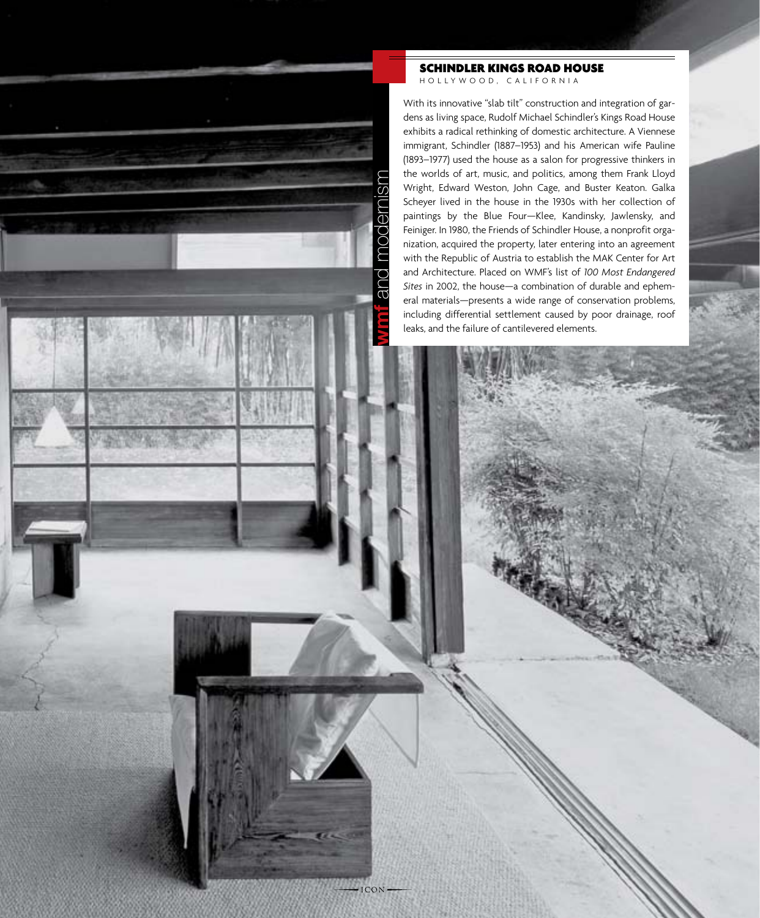## SCHINDLER KINGS ROAD HOUSE

HOLLYWOOD, CALIFORNIA

With its innovative "slab tilt" construction and integration of gardens as living space, Rudolf Michael Schindler's Kings Road House exhibits a radical rethinking of domestic architecture. A Viennese immigrant, Schindler (1887–1953) and his American wife Pauline (1893–1977) used the house as a salon for progressive thinkers in the worlds of art, music, and politics, among them Frank Lloyd Wright, Edward Weston, John Cage, and Buster Keaton. Galka Scheyer lived in the house in the 1930s with her collection of paintings by the Blue Four—Klee, Kandinsky, Jawlensky, and Feiniger. In 1980, the Friends of Schindler House, a nonprofit organization, acquired the property, later entering into an agreement with the Republic of Austria to establish the MAK Center for Art and Architecture. Placed on WMF's list of *100 Most Endangered Sites* in 2002, the house—a combination of durable and ephemeral materials—presents a wide range of conservation problems, including differential settlement caused by poor drainage, roof leaks, and the failure of cantilevered elements.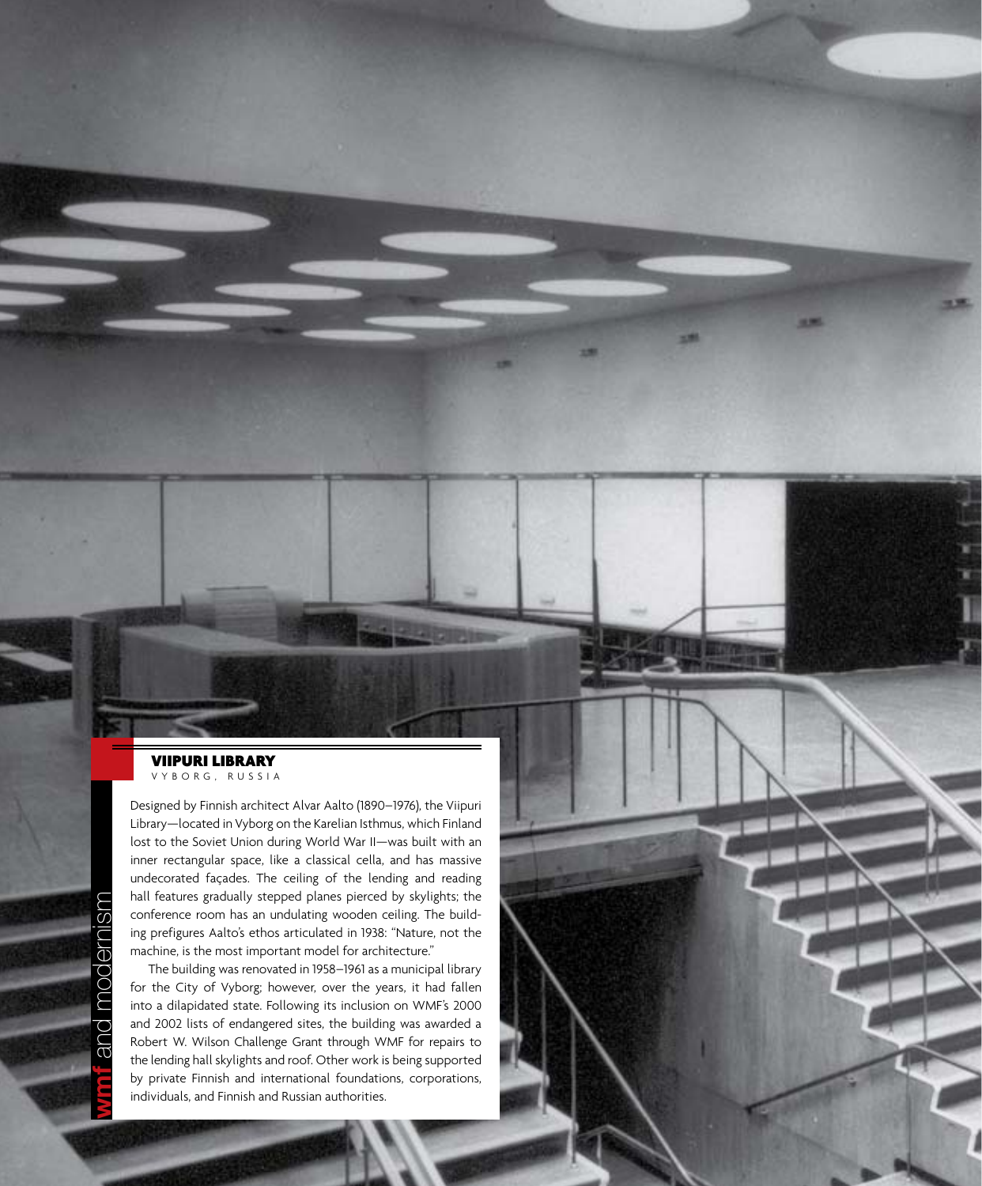## VIIPURI LIBRARY

VYBORG, RUSSIA

Designed by Finnish architect Alvar Aalto (1890–1976), the Viipuri Library—located in Vyborg on the Karelian Isthmus, which Finland lost to the Soviet Union during World War II—was built with an inner rectangular space, like a classical cella, and has massive undecorated façades. The ceiling of the lending and reading hall features gradually stepped planes pierced by skylights; the conference room has an undulating wooden ceiling. The building prefigures Aalto's ethos articulated in 1938: "Nature, not the machine, is the most important model for architecture."

The building was renovated in 1958–1961 as a municipal library for the City of Vyborg; however, over the years, it had fallen into a dilapidated state. Following its inclusion on WMF's 2000 and 2002 lists of endangered sites, the building was awarded a Robert W. Wilson Challenge Grant through WMF for repairs to the lending hall skylights and roof. Other work is being supported by private Finnish and international foundations, corporations, individuals, and Finnish and Russian authorities.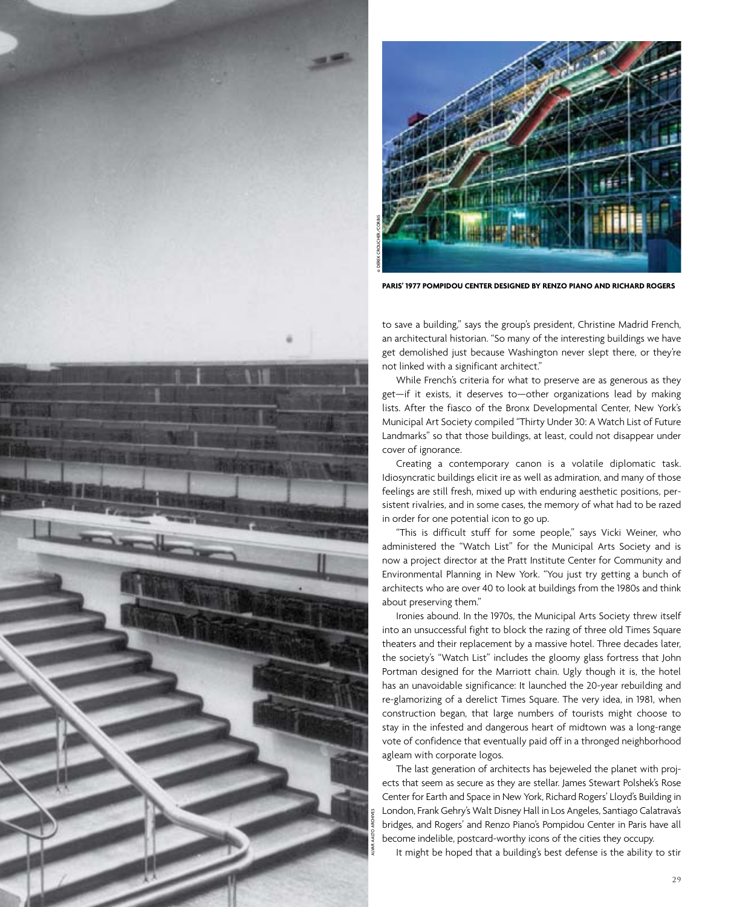PARIS' 1977 POMPIDOU CENTER DESIGNED BY RENZO PIANO AND RICHARD ROGERS

to save a building," says the group's president, Christine Madrid French, an architectural historian. "So many of the interesting buildings we have get demolished just because Washington never slept there, or they're not linked with a significant architect."

While French's criteria for what to preserve are as generous as they get—if it exists, it deserves to—other organizations lead by making lists. After the fiasco of the Bronx Developmental Center, New York's Municipal Art Society compiled "Thirty Under 30: A Watch List of Future Landmarks" so that those buildings, at least, could not disappear under cover of ignorance.

Creating a contemporary canon is a volatile diplomatic task. Idiosyncratic buildings elicit ire as well as admiration, and many of those feelings are still fresh, mixed up with enduring aesthetic positions, persistent rivalries, and in some cases, the memory of what had to be razed in order for one potential icon to go up.

"This is difficult stuff for some people," says Vicki Weiner, who administered the "Watch List" for the Municipal Arts Society and is now a project director at the Pratt Institute Center for Community and Environmental Planning in New York. "You just try getting a bunch of architects who are over 40 to look at buildings from the 1980s and think about preserving them."

Ironies abound. In the 1970s, the Municipal Arts Society threw itself into an unsuccessful fight to block the razing of three old Times Square theaters and their replacement by a massive hotel. Three decades later, the society's "Watch List" includes the gloomy glass fortress that John Portman designed for the Marriott chain. Ugly though it is, the hotel has an unavoidable significance: It launched the 20-year rebuilding and re-glamorizing of a derelict Times Square. The very idea, in 1981, when construction began, that large numbers of tourists might choose to stay in the infested and dangerous heart of midtown was a long-range vote of confidence that eventually paid off in a thronged neighborhood agleam with corporate logos.

The last generation of architects has bejeweled the planet with projects that seem as secure as they are stellar. James Stewart Polshek's Rose Center for Earth and Space in New York, Richard Rogers' Lloyd's Building in London, Frank Gehry's Walt Disney Hall in Los Angeles, Santiago Calatrava's bridges, and Rogers' and Renzo Piano's Pompidou Center in Paris have all become indelible, postcard-worthy icons of the cities they occupy.

It might be hoped that a building's best defense is the ability to stir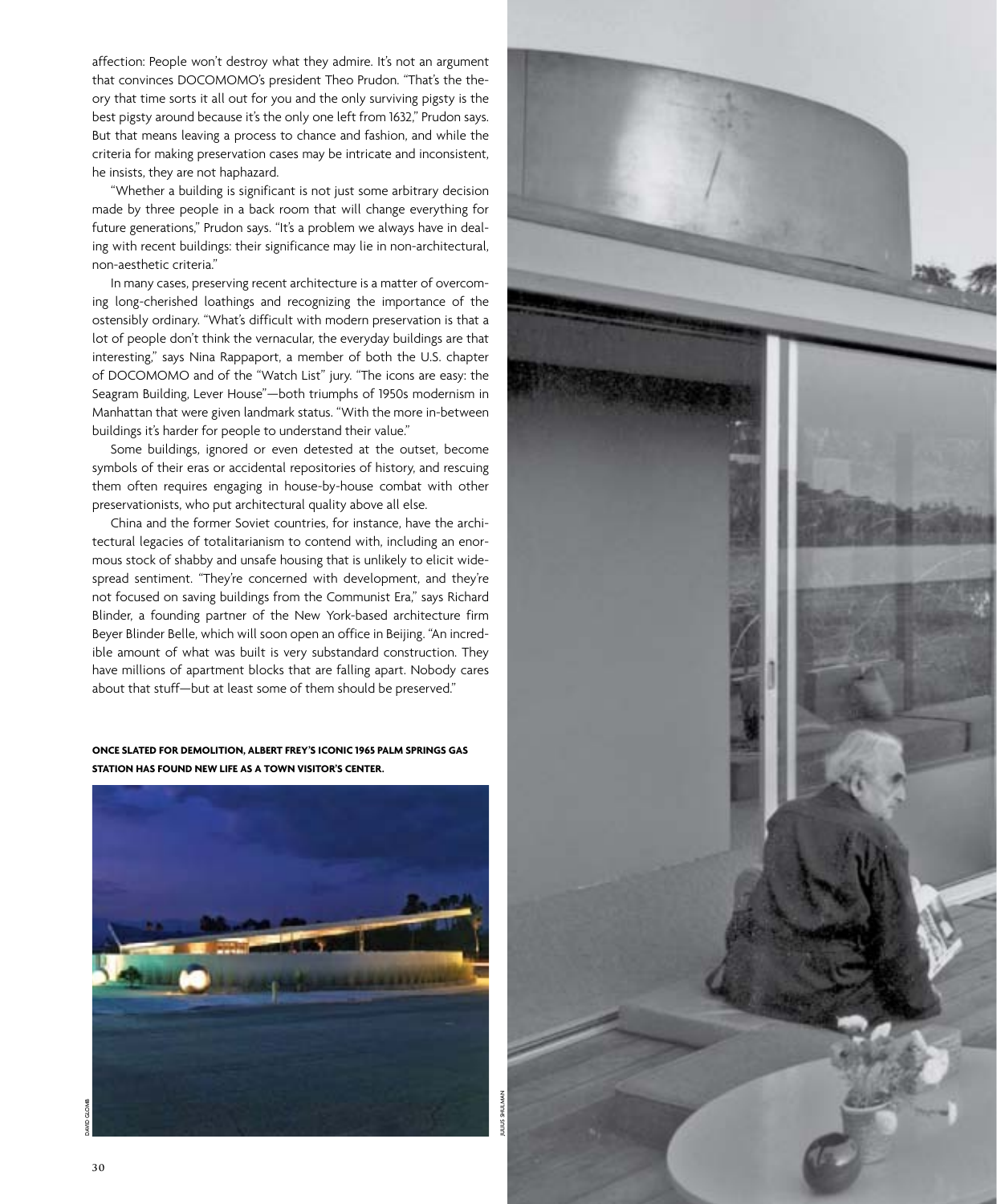affection: People won't destroy what they admire. It's not an argument that convinces DOCOMOMO's president Theo Prudon. "That's the theory that time sorts it all out for you and the only surviving pigsty is the best pigsty around because it's the only one left from 1632," Prudon says. But that means leaving a process to chance and fashion, and while the criteria for making preservation cases may be intricate and inconsistent, he insists, they are not haphazard.

"Whether a building is significant is not just some arbitrary decision made by three people in a back room that will change everything for future generations," Prudon says. "It's a problem we always have in dealing with recent buildings: their significance may lie in non-architectural, non-aesthetic criteria."

In many cases, preserving recent architecture is a matter of overcoming long-cherished loathings and recognizing the importance of the ostensibly ordinary. "What's difficult with modern preservation is that a lot of people don't think the vernacular, the everyday buildings are that interesting," says Nina Rappaport, a member of both the U.S. chapter of DOCOMOMO and of the "Watch List" jury. "The icons are easy: the Seagram Building, Lever House"—both triumphs of 1950s modernism in Manhattan that were given landmark status. "With the more in-between buildings it's harder for people to understand their value."

Some buildings, ignored or even detested at the outset, become symbols of their eras or accidental repositories of history, and rescuing them often requires engaging in house-by-house combat with other preservationists, who put architectural quality above all else.

China and the former Soviet countries, for instance, have the architectural legacies of totalitarianism to contend with, including an enormous stock of shabby and unsafe housing that is unlikely to elicit widespread sentiment. "They're concerned with development, and they're not focused on saving buildings from the Communist Era," says Richard Blinder, a founding partner of the New York-based architecture firm Beyer Blinder Belle, which will soon open an office in Beijing. "An incredible amount of what was built is very substandard construction. They have millions of apartment blocks that are falling apart. Nobody cares about that stuff—but at least some of them should be preserved."

**ONCE SLATED FOR DEMOLITION, ALBERT FREY'S ICONIC 1965 PALM SPRINGS GAS STATION HAS FOUND NEW LIFE AS A TOWN VISITOR'S CENTER.**

DAVID GLOMB

JULIUS SHULMAN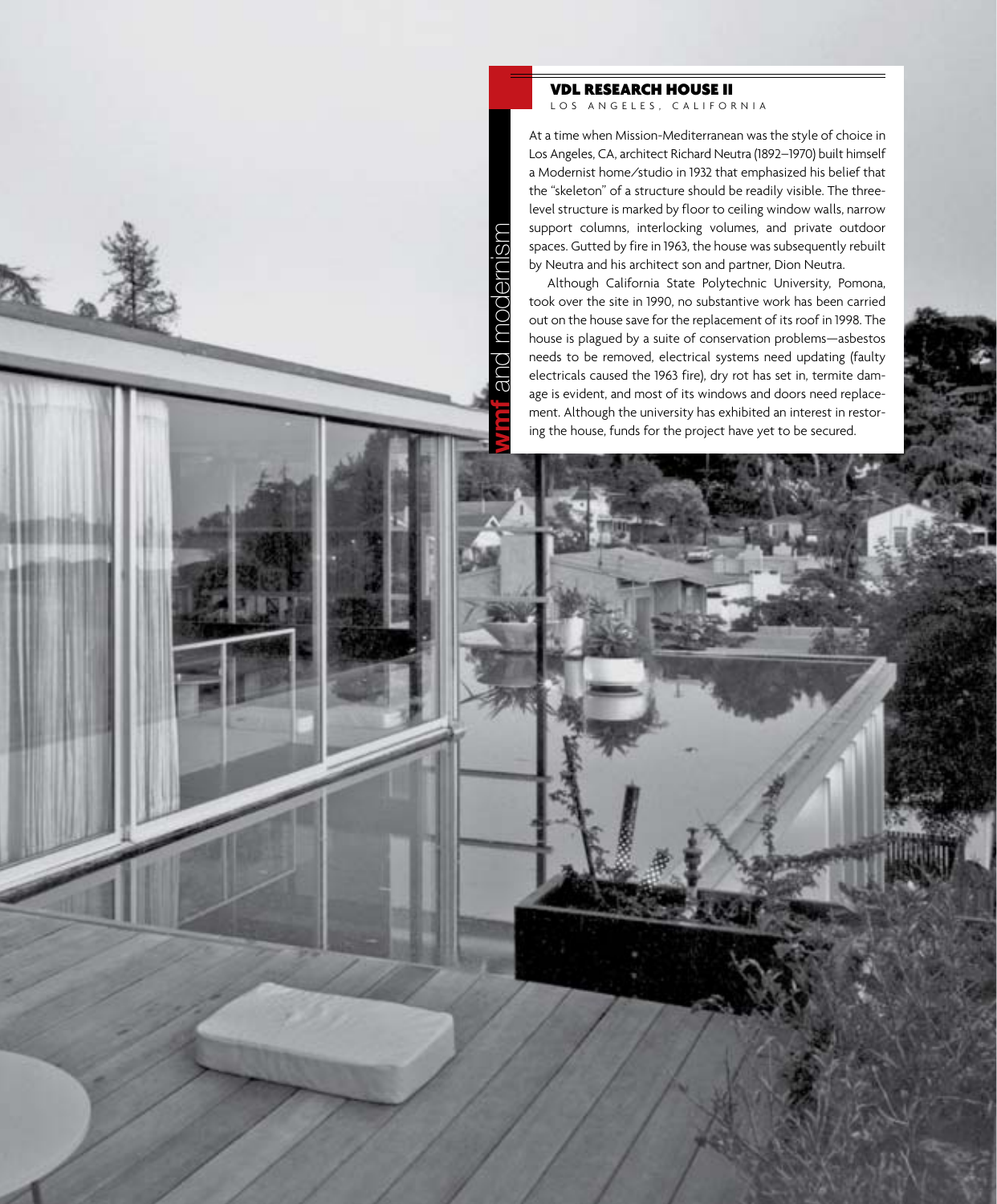## VDL RESEARCH HOUSE II

LOS ANGELES, CALIFORNIA

At a time when Mission-Mediterranean was the style of choice in Los Angeles, CA, architect Richard Neutra (1892–1970) built himself a Modernist home/studio in 1932 that emphasized his belief that the "skeleton" of a structure should be readily visible. The three-level structure is marked by floor to ceiling window walls, narrow support columns, interlocking volumes, and private outdoor spaces. Gutted by fire in 1963, the house was subsequently rebuilt by Neutra and his architect son and partner, Dion Neutra.

Although California State Polytechnic University, Pomona, took over the site in 1990, no substantive work has been carried out on the house save for the replacement of its roof in 1998. The house is plagued by a suite of conservation problems—asbestos needs to be removed, electrical systems need updating (faulty electricals caused the 1963 fire), dry rot has set in, termite damage is evident, and most of its windows and doors need replacement. Although the university has exhibited an interest in restoring the house, funds for the project have yet to be secured.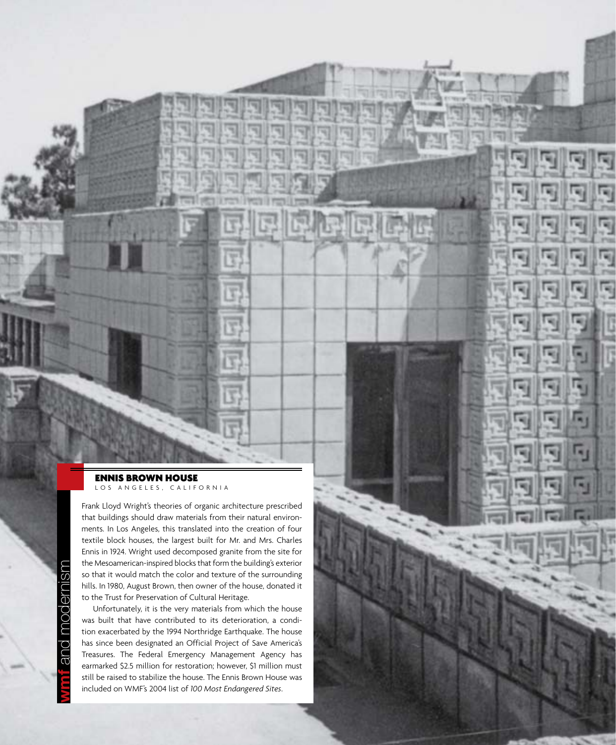## ENNIS BROWN HOUSE

LOS ANGELES, CALIFORNIA

Frank Lloyd Wright's theories of organic architecture prescribed that buildings should draw materials from their natural environments. In Los Angeles, this translated into the creation of four textile block houses, the largest built for Mr. and Mrs. Charles Ennis in 1924. Wright used decomposed granite from the site for the Mesoamerican-inspired blocks that form the building's exterior so that it would match the color and texture of the surrounding hills. In 1980, August Brown, then owner of the house, donated it to the Trust for Preservation of Cultural Heritage.

Unfortunately, it is the very materials from which the house was built that have contributed to its deterioration, a condition exacerbated by the 1994 Northridge Earthquake. The house has since been designated an Official Project of Save America's Treasures. The Federal Emergency Management Agency has earmarked $2.5 million for restoration; however, $1 million must still be raised to stabilize the house. The Ennis Brown House was included on WMF's 2004 list of *100 Most Endangered Sites*.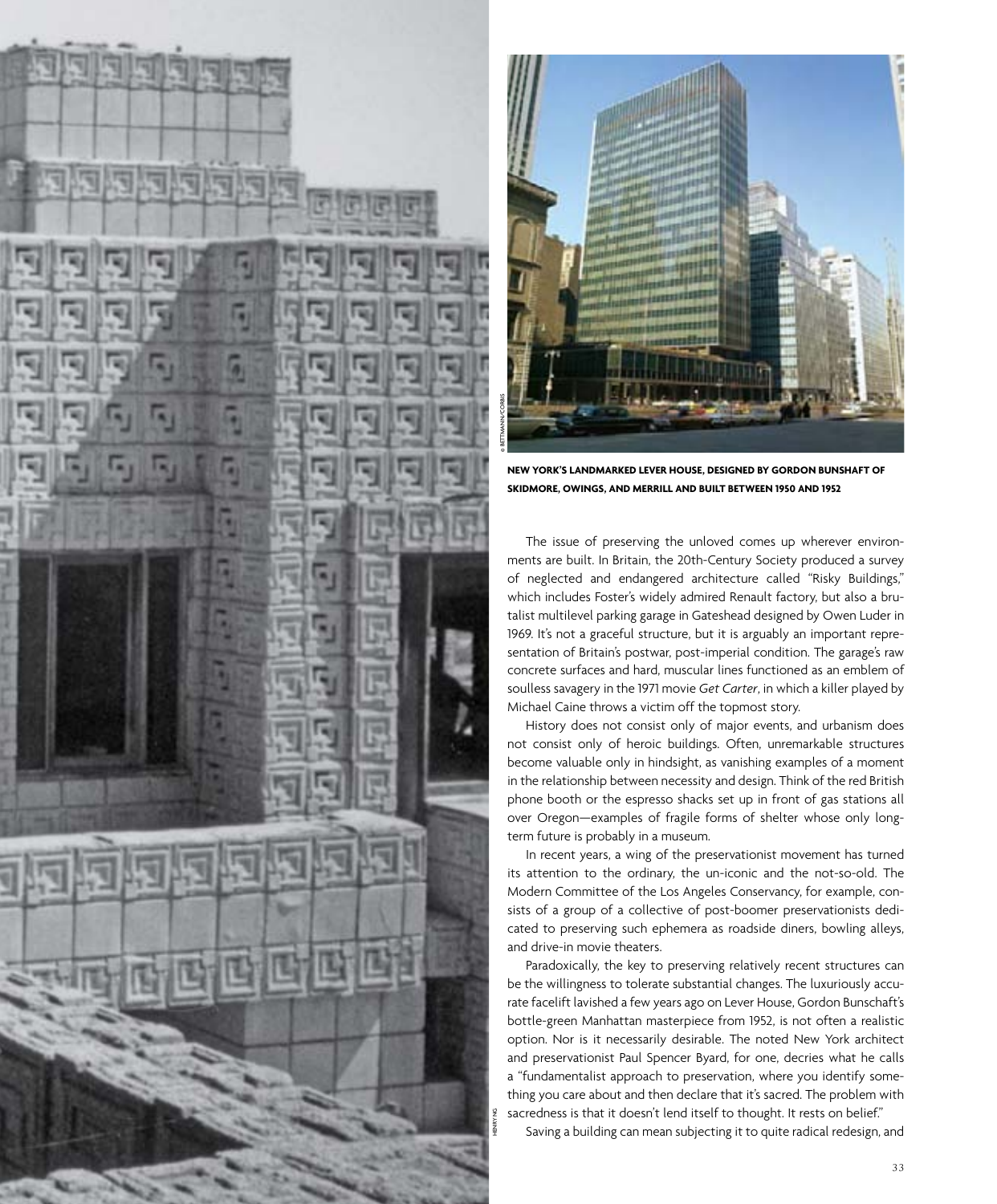**NEW YORK'S LANDMARKED LEVER HOUSE, DESIGNED BY GORDON BUNSHAFT OF SKIDMORE, OWINGS, AND MERRILL AND BUILT BETWEEN 1950 AND 1952**

The issue of preserving the unloved comes up wherever environments are built. In Britain, the 20th-Century Society produced a survey of neglected and endangered architecture called "Risky Buildings," which includes Foster's widely admired Renault factory, but also a brutalist multilevel parking garage in Gateshead designed by Owen Luder in 1969. It's not a graceful structure, but it is arguably an important representation of Britain's postwar, post-imperial condition. The garage's raw concrete surfaces and hard, muscular lines functioned as an emblem of soulless savagery in the 1971 movie *Get Carter*, in which a killer played by Michael Caine throws a victim off the topmost story.

History does not consist only of major events, and urbanism does not consist only of heroic buildings. Often, unremarkable structures become valuable only in hindsight, as vanishing examples of a moment in the relationship between necessity and design. Think of the red British phone booth or the espresso shacks set up in front of gas stations all over Oregon—examples of fragile forms of shelter whose only long-term future is probably in a museum.

In recent years, a wing of the preservationist movement has turned its attention to the ordinary, the un-iconic and the not-so-old. The Modern Committee of the Los Angeles Conservancy, for example, consists of a group of a collective of post-boomer preservationists dedicated to preserving such ephemera as roadside diners, bowling alleys, and drive-in movie theaters.

Paradoxically, the key to preserving relatively recent structures can be the willingness to tolerate substantial changes. The luxuriously accurate facelift lavished a few years ago on Lever House, Gordon Bunschaft's bottle-green Manhattan masterpiece from 1952, is not often a realistic option. Nor is it necessarily desirable. The noted New York architect and preservationist Paul Spencer Byard, for one, decries what he calls a "fundamentalist approach to preservation, where you identify something you care about and then declare that it's sacred. The problem with sacredness is that it doesn't lend itself to thought. It rests on belief."

Saving a building can mean subjecting it to quite radical redesign, and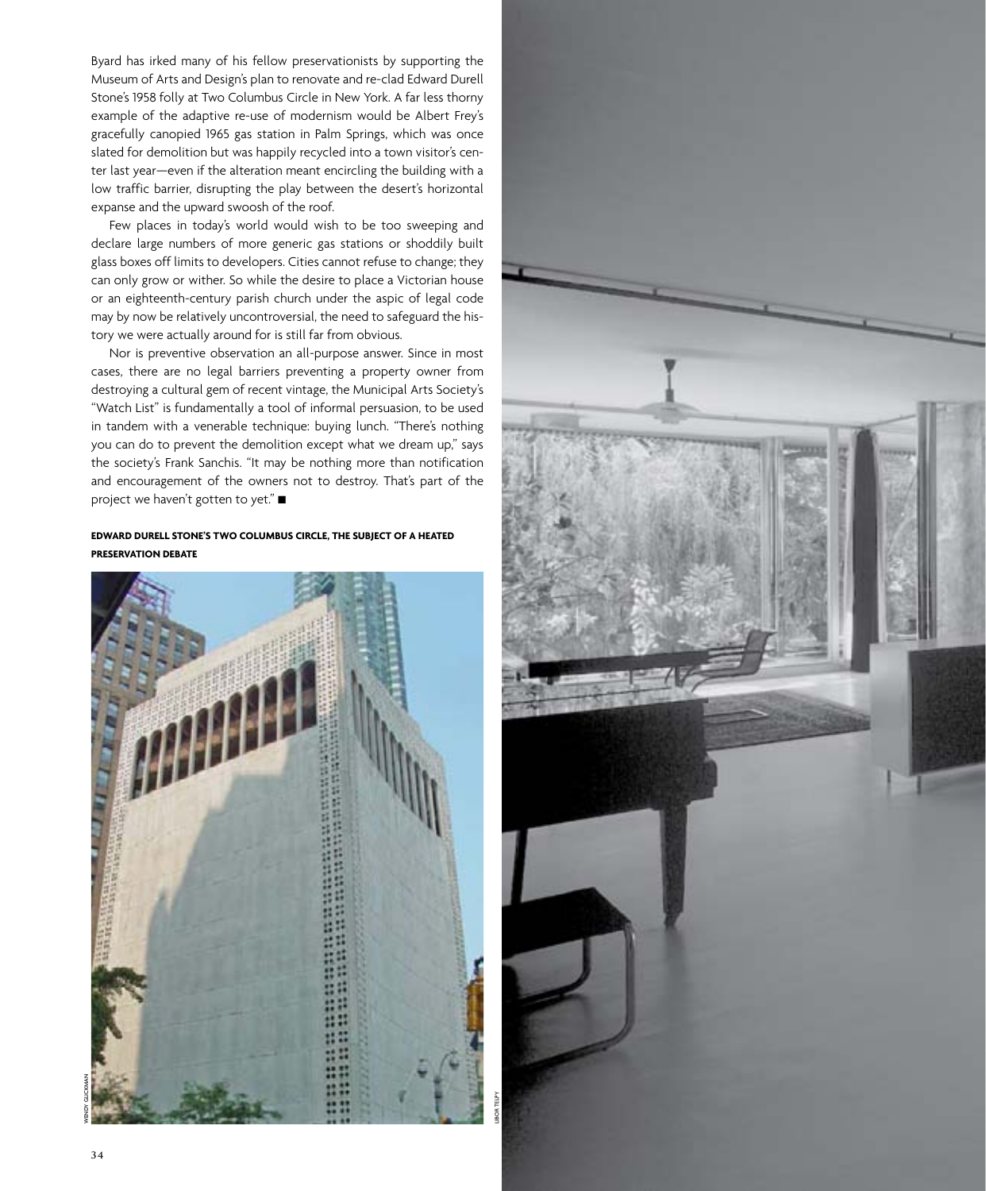Byard has irked many of his fellow preservationists by supporting the Museum of Arts and Design's plan to renovate and re-clad Edward Durell Stone's 1958 folly at Two Columbus Circle in New York. A far less thorny example of the adaptive re-use of modernism would be Albert Frey's gracefully canopied 1965 gas station in Palm Springs, which was once slated for demolition but was happily recycled into a town visitor's center last year—even if the alteration meant encircling the building with a low traffic barrier, disrupting the play between the desert's horizontal expanse and the upward swoosh of the roof.

Few places in today's world would wish to be too sweeping and declare large numbers of more generic gas stations or shoddily built glass boxes off limits to developers. Cities cannot refuse to change; they can only grow or wither. So while the desire to place a Victorian house or an eighteenth-century parish church under the aspic of legal code may by now be relatively uncontroversial, the need to safeguard the history we were actually around for is still far from obvious.

Nor is preventive observation an all-purpose answer. Since in most cases, there are no legal barriers preventing a property owner from destroying a cultural gem of recent vintage, the Municipal Arts Society's "Watch List" is fundamentally a tool of informal persuasion, to be used in tandem with a venerable technique: buying lunch. "There's nothing you can do to prevent the demolition except what we dream up," says the society's Frank Sanchis. "It may be nothing more than notification and encouragement of the owners not to destroy. That's part of the project we haven't gotten to yet." ■

**EDWARD DURELL STONE'S TWO COLUMBUS CIRCLE, THE SUBJECT OF A HEATED PRESERVATION DEBATE**

WENDY GLICKMAN

LIBOR TELPY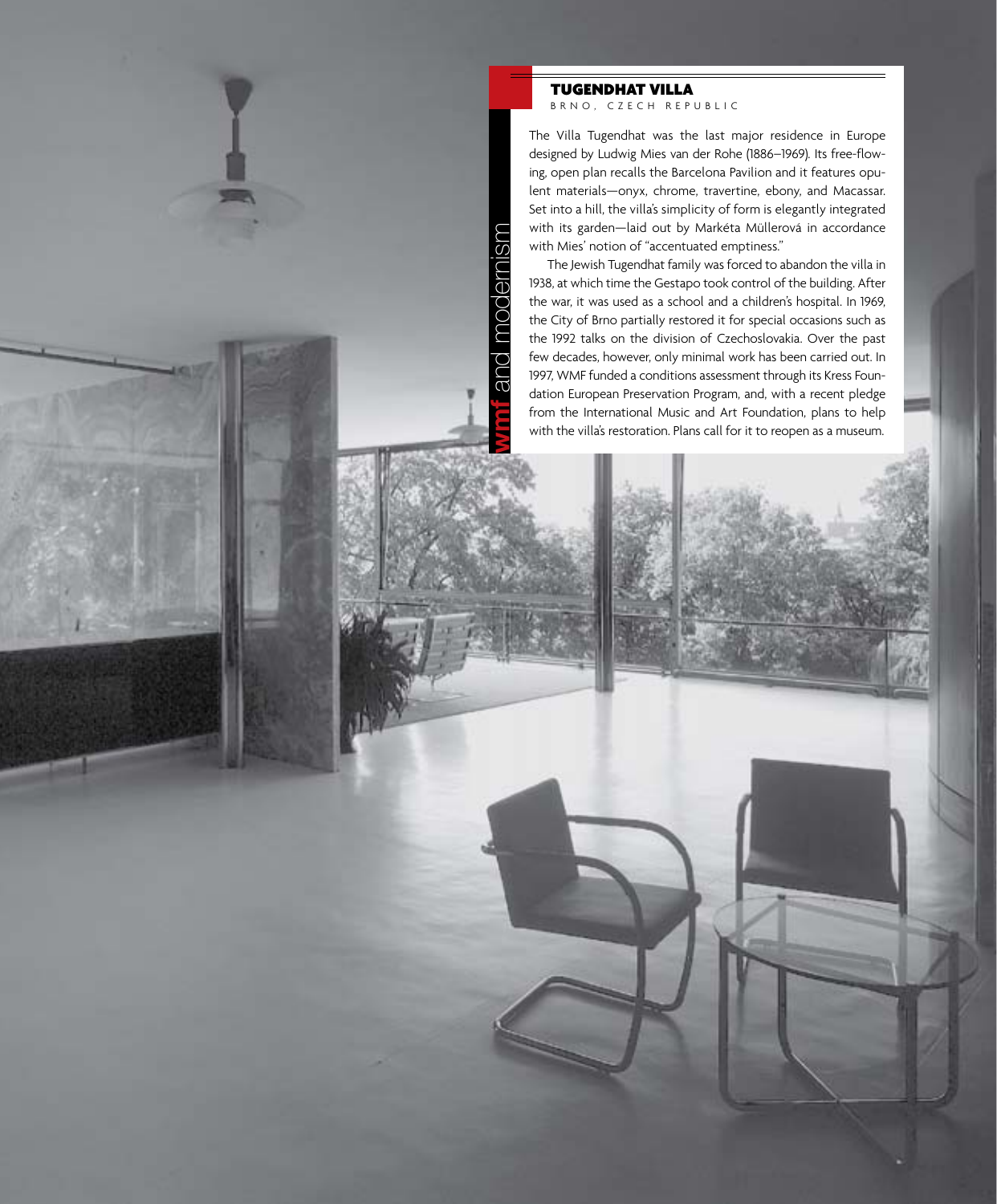## TUGENDHAT VILLA

BRNO, CZECH REPUBLIC

The Villa Tugendhat was the last major residence in Europe designed by Ludwig Mies van der Rohe (1886–1969). Its free-flowing, open plan recalls the Barcelona Pavilion and it features opulent materials—onyx, chrome, travertine, ebony, and Macassar. Set into a hill, the villa's simplicity of form is elegantly integrated with its garden—laid out by Markéta Müllerová in accordance with Mies' notion of "accentuated emptiness."

The Jewish Tugendhat family was forced to abandon the villa in 1938, at which time the Gestapo took control of the building. After the war, it was used as a school and a children's hospital. In 1969, the City of Brno partially restored it for special occasions such as the 1992 talks on the division of Czechoslovakia. Over the past few decades, however, only minimal work has been carried out. In 1997, WMF funded a conditions assessment through its Kress Foundation European Preservation Program, and, with a recent pledge from the International Music and Art Foundation, plans to help with the villa's restoration. Plans call for it to reopen as a museum.